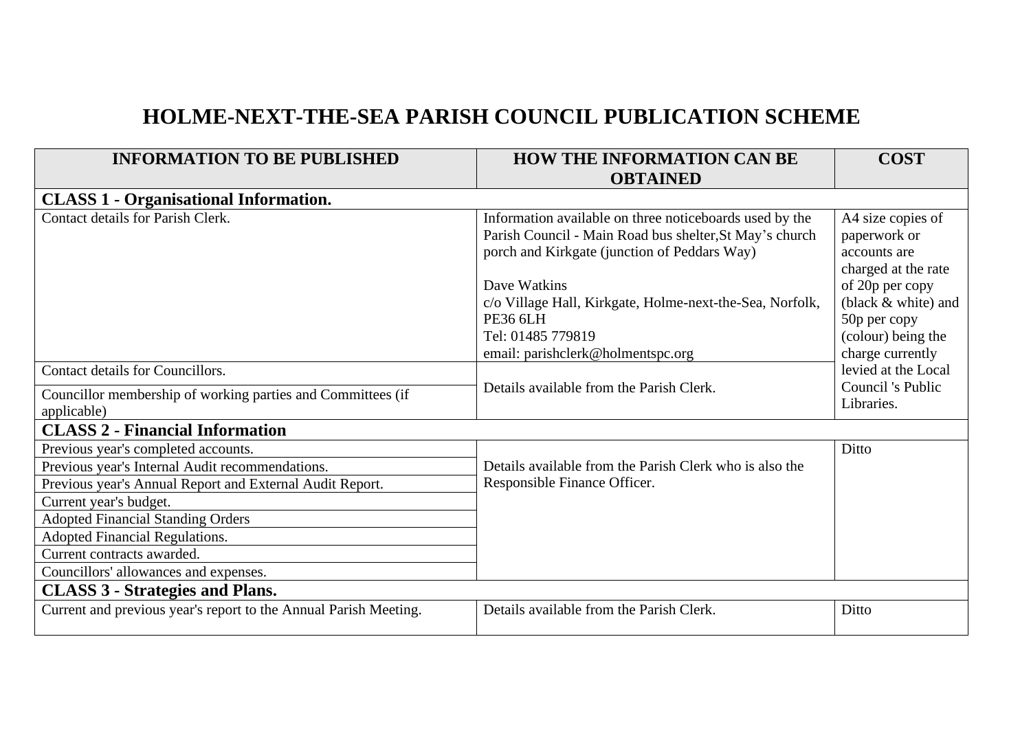# HOLME-NEXT-THE-SEA PARISH COUNCIL PUBLICATION SCHEME

| INFORMATION TO BE PUBLISHED | HOW THE INFORMATION CAN BE OBTAINED | COST |
|---|---|---|
| **CLASS 1 - Organisational Information.** | | |
| Contact details for Parish Clerk. | Information available on three noticeboards used by the Parish Council - Main Road bus shelter,St May's church porch and Kirkgate (junction of Peddars Way)<br><br>Dave Watkins<br>c/o Village Hall, Kirkgate, Holme-next-the-Sea, Norfolk, PE36 6LH<br>Tel: 01485 779819<br>email: parishclerk@holmentspc.org | A4 size copies of paperwork or accounts are charged at the rate of 20p per copy (black & white) and 50p per copy (colour) being the charge currently levied at the Local Council 's Public Libraries. |
| Contact details for Councillors. | Details available from the Parish Clerk. | |
| Councillor membership of working parties and Committees (if applicable) | | |
| **CLASS 2 - Financial Information** | | |
| Previous year's completed accounts. | Details available from the Parish Clerk who is also the Responsible Finance Officer. | Ditto |
| Previous year's Internal Audit recommendations. | | |
| Previous year's Annual Report and External Audit Report. | | |
| Current year's budget. | | |
| Adopted Financial Standing Orders | | |
| Adopted Financial Regulations. | | |
| Current contracts awarded. | | |
| Councillors' allowances and expenses. | | |
| **CLASS 3 - Strategies and Plans.** | | |
| Current and previous year's report to the Annual Parish Meeting. | Details available from the Parish Clerk. | Ditto |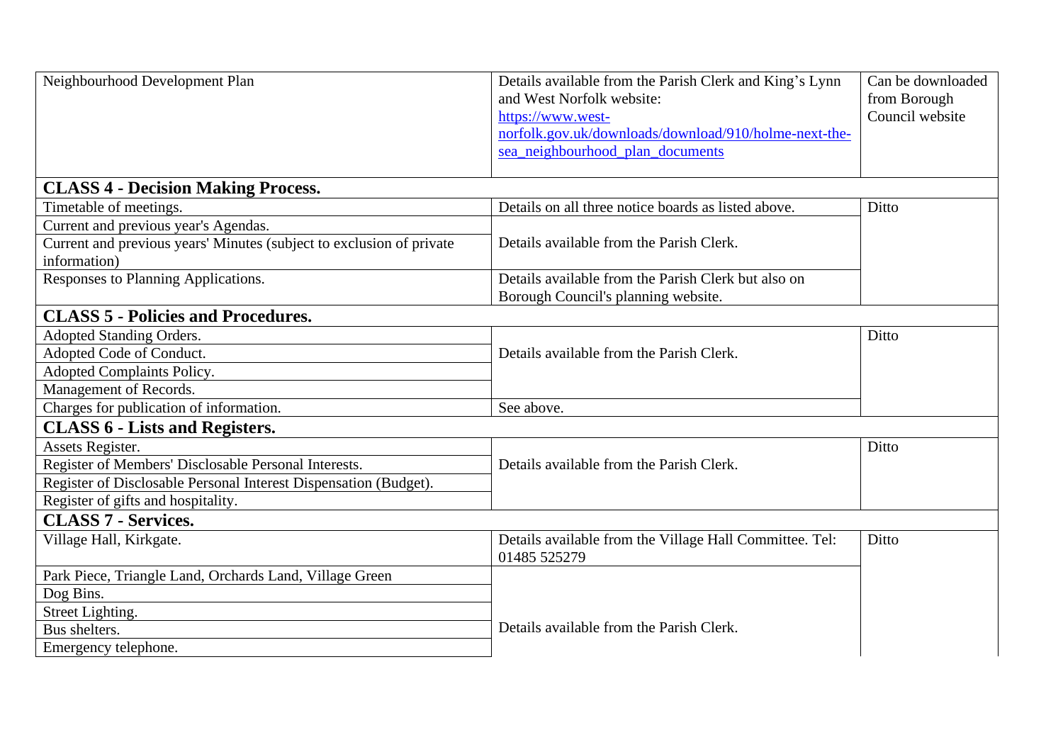| | | |
|---|---|---|
| Neighbourhood Development Plan | Details available from the Parish Clerk and King's Lynn and West Norfolk website: [https://www.west-norfolk.gov.uk/downloads/download/910/holme-next-the-sea_neighbourhood_plan_documents](https://www.west-norfolk.gov.uk/downloads/download/910/holme-next-the-sea_neighbourhood_plan_documents) | Can be downloaded from Borough Council website |
| **CLASS 4 - Decision Making Process.** | | |
| Timetable of meetings. | Details on all three notice boards as listed above. | Ditto |
| Current and previous year's Agendas. | Details available from the Parish Clerk. | |
| Current and previous years' Minutes (subject to exclusion of private information) | | |
| Responses to Planning Applications. | Details available from the Parish Clerk but also on Borough Council's planning website. | |
| **CLASS 5 - Policies and Procedures.** | | |
| Adopted Standing Orders. | Details available from the Parish Clerk. | Ditto |
| Adopted Code of Conduct. | | |
| Adopted Complaints Policy. | | |
| Management of Records. | | |
| Charges for publication of information. | See above. | |
| **CLASS 6 - Lists and Registers.** | | |
| Assets Register. | Details available from the Parish Clerk. | Ditto |
| Register of Members' Disclosable Personal Interests. | | |
| Register of Disclosable Personal Interest Dispensation (Budget). | | |
| Register of gifts and hospitality. | | |
| **CLASS 7 - Services.** | | |
| Village Hall, Kirkgate. | Details available from the Village Hall Committee. Tel: 01485 525279 | Ditto |
| Park Piece, Triangle Land, Orchards Land, Village Green | Details available from the Parish Clerk. | |
| Dog Bins. | | |
| Street Lighting. | | |
| Bus shelters. | | |
| Emergency telephone. | | |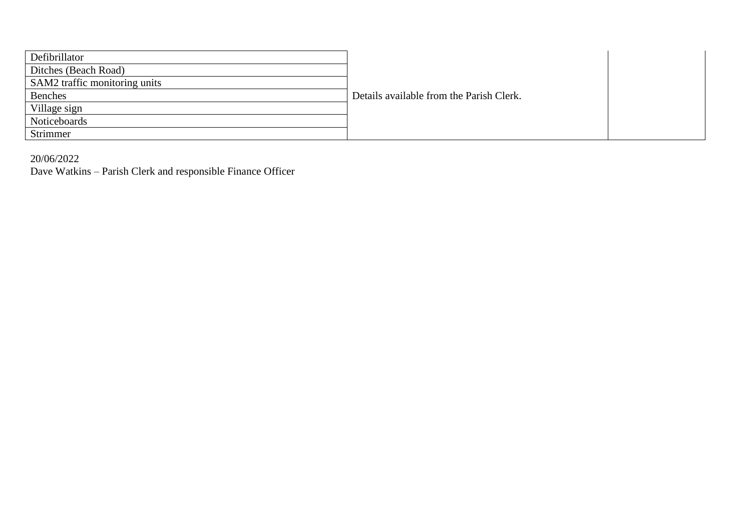| | | |
|---|---|---|
| Defibrillator | Details available from the Parish Clerk. | |
| Ditches (Beach Road) | | |
| SAM2 traffic monitoring units | | |
| Benches | | |
| Village sign | | |
| Noticeboards | | |
| Strimmer | | |

20/06/2022
Dave Watkins – Parish Clerk and responsible Finance Officer